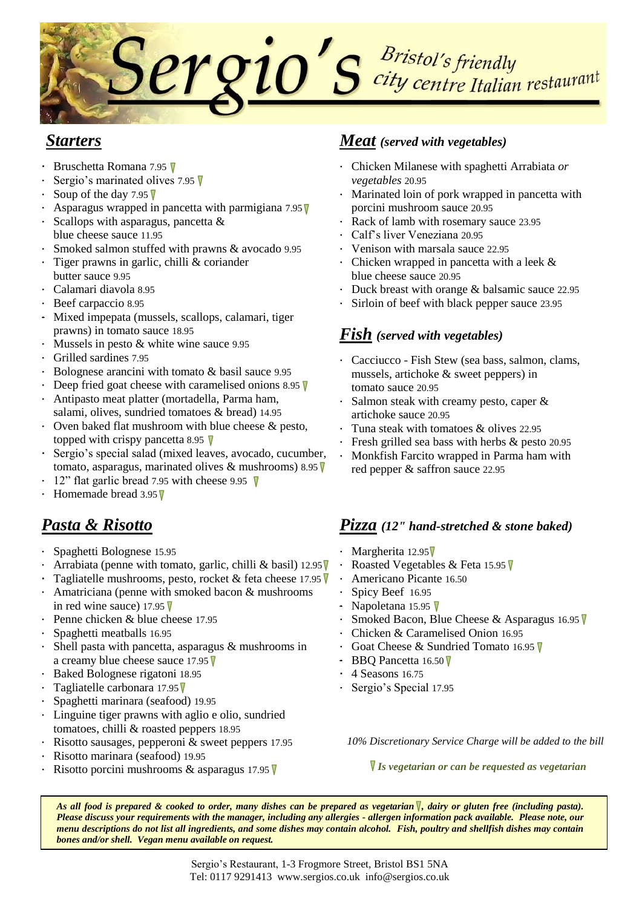# Sergio's

*Bristol's friendly city centre Italian restaurant*

## Starters

- Bruschetta Romana 7.95 V
- Sergio's marinated olives 7.95 V
- Soup of the day 7.95 V
- Asparagus wrapped in pancetta with parmigiana 7.95 V
- Scallops with asparagus, pancetta & blue cheese sauce 11.95
- Smoked salmon stuffed with prawns & avocado 9.95
- Tiger prawns in garlic, chilli & coriander butter sauce 9.95
- Calamari diavola 8.95
- Beef carpaccio 8.95
- Mixed impepata (mussels, scallops, calamari, tiger prawns) in tomato sauce 18.95
- Mussels in pesto & white wine sauce 9.95
- Grilled sardines 7.95
- Bolognese arancini with tomato & basil sauce 9.95
- Deep fried goat cheese with caramelised onions 8.95 V
- Antipasto meat platter (mortadella, Parma ham, salami, olives, sundried tomatoes & bread) 14.95
- Oven baked flat mushroom with blue cheese & pesto, topped with crispy pancetta 8.95 V
- Sergio's special salad (mixed leaves, avocado, cucumber, tomato, asparagus, marinated olives & mushrooms) 8.95 V
- 12" flat garlic bread 7.95 with cheese 9.95 V
- Homemade bread 3.95 V

## Pasta & Risotto

- Spaghetti Bolognese 15.95
- Arrabiata (penne with tomato, garlic, chilli & basil) 12.95 V
- Tagliatelle mushrooms, pesto, rocket & feta cheese 17.95 V
- Amatriciana (penne with smoked bacon & mushrooms in red wine sauce) 17.95 V
- Penne chicken & blue cheese 17.95
- Spaghetti meatballs 16.95
- Shell pasta with pancetta, asparagus & mushrooms in a creamy blue cheese sauce 17.95 V
- Baked Bolognese rigatoni 18.95
- Tagliatelle carbonara 17.95 V
- Spaghetti marinara (seafood) 19.95
- Linguine tiger prawns with aglio e olio, sundried tomatoes, chilli & roasted peppers 18.95
- Risotto sausages, pepperoni & sweet peppers 17.95
- Risotto marinara (seafood) 19.95
- Risotto porcini mushrooms & asparagus 17.95 V

## Meat *(served with vegetables)*

- Chicken Milanese with spaghetti Arrabiata *or vegetables* 20.95
- Marinated loin of pork wrapped in pancetta with porcini mushroom sauce 20.95
- Rack of lamb with rosemary sauce 23.95
- Calf's liver Veneziana 20.95
- Venison with marsala sauce 22.95
- Chicken wrapped in pancetta with a leek & blue cheese sauce 20.95
- Duck breast with orange & balsamic sauce 22.95
- Sirloin of beef with black pepper sauce 23.95

## Fish *(served with vegetables)*

- Cacciucco - Fish Stew (sea bass, salmon, clams, mussels, artichoke & sweet peppers) in tomato sauce 20.95
- Salmon steak with creamy pesto, caper & artichoke sauce 20.95
- Tuna steak with tomatoes & olives 22.95
- Fresh grilled sea bass with herbs & pesto 20.95
- Monkfish Farcito wrapped in Parma ham with red pepper & saffron sauce 22.95

## Pizza *(12" hand-stretched & stone baked)*

- Margherita 12.95 V
- Roasted Vegetables & Feta 15.95 V
- Americano Picante 16.50
- Spicy Beef 16.95
- Napoletana 15.95 V
- Smoked Bacon, Blue Cheese & Asparagus 16.95 V
- Chicken & Caramelised Onion 16.95
- Goat Cheese & Sundried Tomato 16.95 V
- BBQ Pancetta 16.50 V
- 4 Seasons 16.75
- Sergio's Special 17.95

*10% Discretionary Service Charge will be added to the bill*

***V Is vegetarian or can be requested as vegetarian***

***As all food is prepared & cooked to order, many dishes can be prepared as vegetarian V, dairy or gluten free (including pasta). Please discuss your requirements with the manager, including any allergies - allergen information pack available. Please note, our menu descriptions do not list all ingredients, and some dishes may contain alcohol. Fish, poultry and shellfish dishes may contain bones and/or shell. Vegan menu available on request.***

Sergio's Restaurant, 1-3 Frogmore Street, Bristol BS1 5NA
Tel: 0117 9291413 www.sergios.co.uk info@sergios.co.uk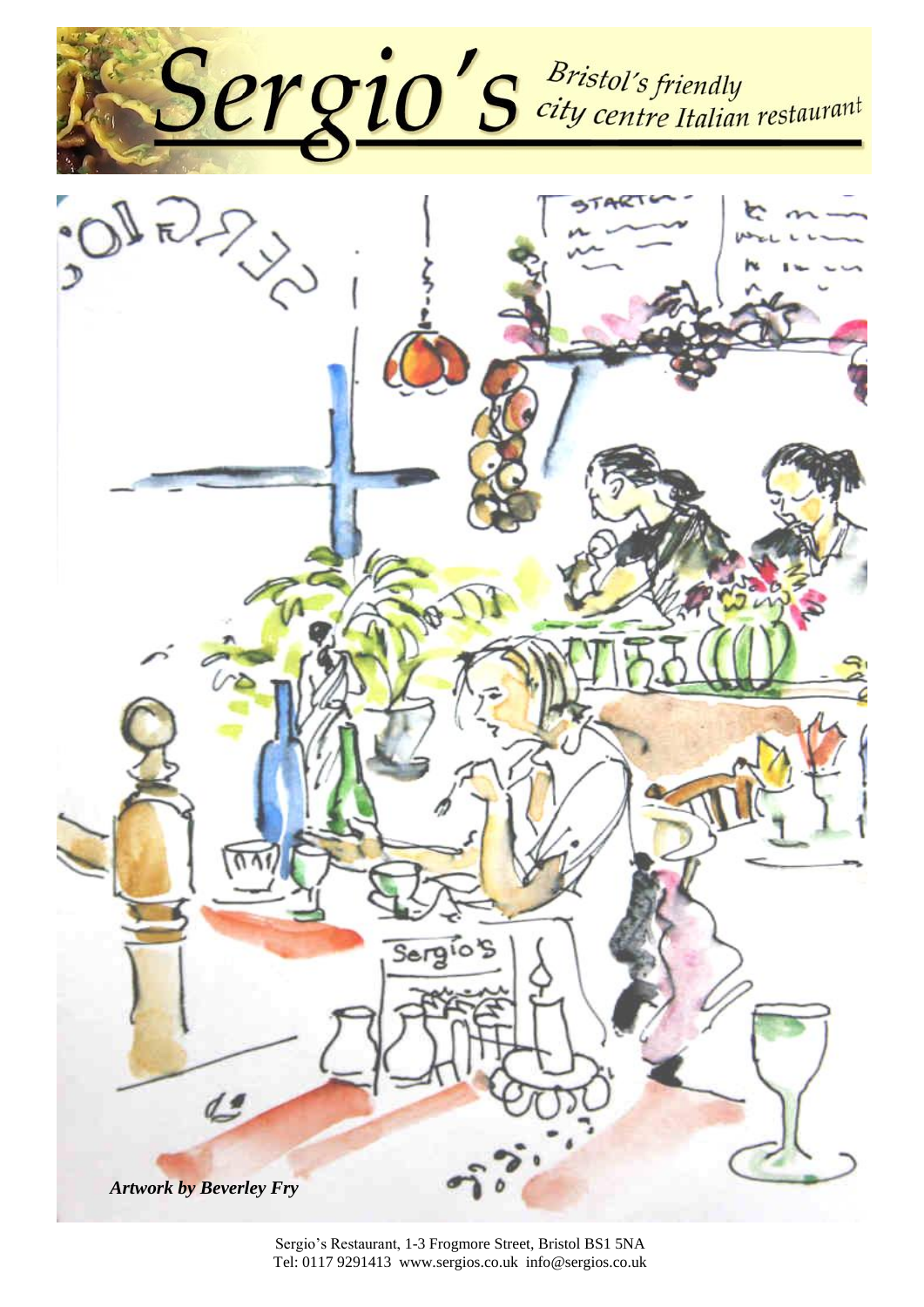# Sergio's

*Bristol's friendly city centre Italian restaurant*

***Artwork by Beverley Fry***

Sergio's Restaurant, 1-3 Frogmore Street, Bristol BS1 5NA
Tel: 0117 9291413 www.sergios.co.uk info@sergios.co.uk